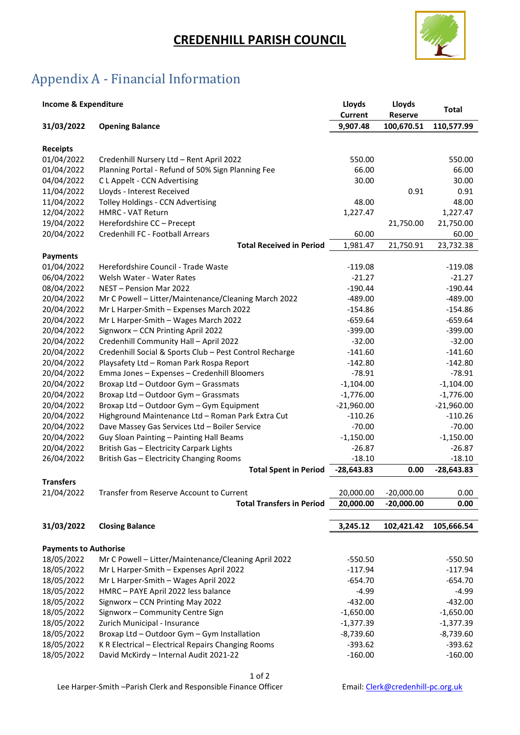# CREDENHILL PARISH COUNCIL

## Appendix A - Financial Information

| Income & Expenditure | | Lloyds Current | Lloyds Reserve | Total |
|---|---|---|---|---|
| 31/03/2022 | **Opening Balance** | **9,907.48** | **100,670.51** | **110,577.99** |
| | | | | |
| **Receipts** | | | | |
| 01/04/2022 | Credenhill Nursery Ltd – Rent April 2022 | 550.00 | | 550.00 |
| 01/04/2022 | Planning Portal - Refund of 50% Sign Planning Fee | 66.00 | | 66.00 |
| 04/04/2022 | C L Appelt - CCN Advertising | 30.00 | | 30.00 |
| 11/04/2022 | Lloyds - Interest Received | | 0.91 | 0.91 |
| 11/04/2022 | Tolley Holdings - CCN Advertising | 48.00 | | 48.00 |
| 12/04/2022 | HMRC - VAT Return | 1,227.47 | | 1,227.47 |
| 19/04/2022 | Herefordshire CC – Precept | | 21,750.00 | 21,750.00 |
| 20/04/2022 | Credenhill FC - Football Arrears | 60.00 | | 60.00 |
| | **Total Received in Period** | 1,981.47 | 21,750.91 | 23,732.38 |
| **Payments** | | | | |
| 01/04/2022 | Herefordshire Council - Trade Waste | -119.08 | | -119.08 |
| 06/04/2022 | Welsh Water - Water Rates | -21.27 | | -21.27 |
| 08/04/2022 | NEST – Pension Mar 2022 | -190.44 | | -190.44 |
| 20/04/2022 | Mr C Powell – Litter/Maintenance/Cleaning March 2022 | -489.00 | | -489.00 |
| 20/04/2022 | Mr L Harper-Smith – Expenses March 2022 | -154.86 | | -154.86 |
| 20/04/2022 | Mr L Harper-Smith – Wages March 2022 | -659.64 | | -659.64 |
| 20/04/2022 | Signworx – CCN Printing April 2022 | -399.00 | | -399.00 |
| 20/04/2022 | Credenhill Community Hall – April 2022 | -32.00 | | -32.00 |
| 20/04/2022 | Credenhill Social & Sports Club – Pest Control Recharge | -141.60 | | -141.60 |
| 20/04/2022 | Playsafety Ltd – Roman Park Rospa Report | -142.80 | | -142.80 |
| 20/04/2022 | Emma Jones – Expenses – Credenhill Bloomers | -78.91 | | -78.91 |
| 20/04/2022 | Broxap Ltd – Outdoor Gym – Grassmats | -1,104.00 | | -1,104.00 |
| 20/04/2022 | Broxap Ltd – Outdoor Gym – Grassmats | -1,776.00 | | -1,776.00 |
| 20/04/2022 | Broxap Ltd – Outdoor Gym – Gym Equipment | -21,960.00 | | -21,960.00 |
| 20/04/2022 | Highground Maintenance Ltd – Roman Park Extra Cut | -110.26 | | -110.26 |
| 20/04/2022 | Dave Massey Gas Services Ltd – Boiler Service | -70.00 | | -70.00 |
| 20/04/2022 | Guy Sloan Painting – Painting Hall Beams | -1,150.00 | | -1,150.00 |
| 20/04/2022 | British Gas – Electricity Carpark Lights | -26.87 | | -26.87 |
| 26/04/2022 | British Gas – Electricity Changing Rooms | -18.10 | | -18.10 |
| | **Total Spent in Period** | **-28,643.83** | **0.00** | **-28,643.83** |
| **Transfers** | | | | |
| 21/04/2022 | Transfer from Reserve Account to Current | 20,000.00 | -20,000.00 | 0.00 |
| | **Total Transfers in Period** | **20,000.00** | **-20,000.00** | **0.00** |
| | | | | |
| **31/03/2022** | **Closing Balance** | **3,245.12** | **102,421.42** | **105,666.54** |
| | | | | |
| **Payments to Authorise** | | | | |
| 18/05/2022 | Mr C Powell – Litter/Maintenance/Cleaning April 2022 | -550.50 | | -550.50 |
| 18/05/2022 | Mr L Harper-Smith – Expenses April 2022 | -117.94 | | -117.94 |
| 18/05/2022 | Mr L Harper-Smith – Wages April 2022 | -654.70 | | -654.70 |
| 18/05/2022 | HMRC – PAYE April 2022 less balance | -4.99 | | -4.99 |
| 18/05/2022 | Signworx – CCN Printing May 2022 | -432.00 | | -432.00 |
| 18/05/2022 | Signworx – Community Centre Sign | -1,650.00 | | -1,650.00 |
| 18/05/2022 | Zurich Municipal - Insurance | -1,377.39 | | -1,377.39 |
| 18/05/2022 | Broxap Ltd – Outdoor Gym – Gym Installation | -8,739.60 | | -8,739.60 |
| 18/05/2022 | K R Electrical – Electrical Repairs Changing Rooms | -393.62 | | -393.62 |
| 18/05/2022 | David McKirdy – Internal Audit 2021-22 | -160.00 | | -160.00 |

Lee Harper-Smith –Parish Clerk and Responsible Finance Officer    Email: Clerk@credenhill-pc.org.uk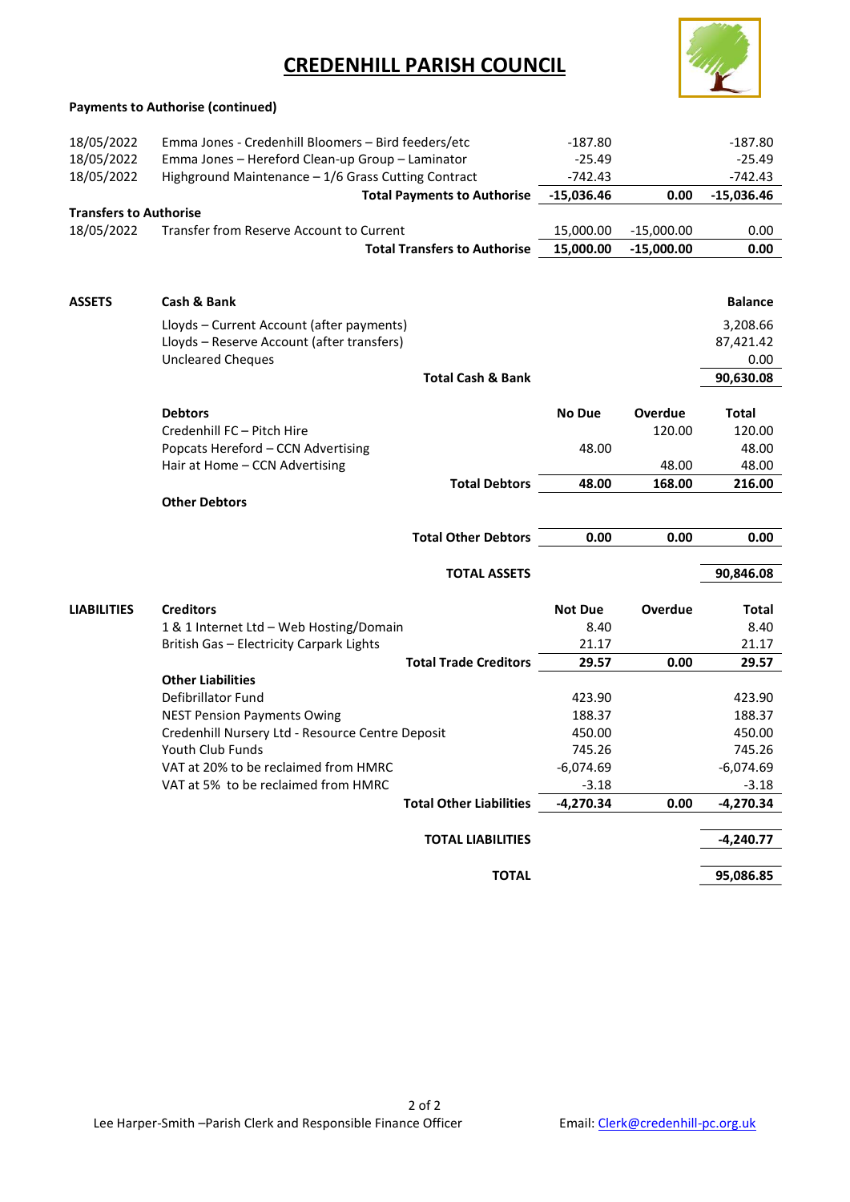# CREDENHILL PARISH COUNCIL

**Payments to Authorise (continued)**

| | | | | |
|---|---|---|---|---|
| 18/05/2022 | Emma Jones - Credenhill Bloomers – Bird feeders/etc | -187.80 | | -187.80 |
| 18/05/2022 | Emma Jones – Hereford Clean-up Group – Laminator | -25.49 | | -25.49 |
| 18/05/2022 | Highground Maintenance – 1/6 Grass Cutting Contract | -742.43 | | -742.43 |
| | **Total Payments to Authorise** | **-15,036.46** | **0.00** | **-15,036.46** |
| **Transfers to Authorise** | | | | |
| 18/05/2022 | Transfer from Reserve Account to Current | 15,000.00 | -15,000.00 | 0.00 |
| | **Total Transfers to Authorise** | **15,000.00** | **-15,000.00** | **0.00** |

| | | | | |
|---|---|---|---|---|
| **ASSETS** | **Cash & Bank** | | | **Balance** |
| | Lloyds – Current Account (after payments) | | | 3,208.66 |
| | Lloyds – Reserve Account (after transfers) | | | 87,421.42 |
| | Uncleared Cheques | | | 0.00 |
| | **Total Cash & Bank** | | | **90,630.08** |
| | **Debtors** | **No Due** | **Overdue** | **Total** |
| | Credenhill FC – Pitch Hire | | 120.00 | 120.00 |
| | Popcats Hereford – CCN Advertising | 48.00 | | 48.00 |
| | Hair at Home – CCN Advertising | | 48.00 | 48.00 |
| | **Total Debtors** | **48.00** | **168.00** | **216.00** |
| | **Other Debtors** | | | |
| | **Total Other Debtors** | **0.00** | **0.00** | **0.00** |
| | **TOTAL ASSETS** | | | **90,846.08** |
| **LIABILITIES** | **Creditors** | **Not Due** | **Overdue** | **Total** |
| | 1 & 1 Internet Ltd – Web Hosting/Domain | 8.40 | | 8.40 |
| | British Gas – Electricity Carpark Lights | 21.17 | | 21.17 |
| | **Total Trade Creditors** | **29.57** | **0.00** | **29.57** |
| | **Other Liabilities** | | | |
| | Defibrillator Fund | 423.90 | | 423.90 |
| | NEST Pension Payments Owing | 188.37 | | 188.37 |
| | Credenhill Nursery Ltd - Resource Centre Deposit | 450.00 | | 450.00 |
| | Youth Club Funds | 745.26 | | 745.26 |
| | VAT at 20% to be reclaimed from HMRC | -6,074.69 | | -6,074.69 |
| | VAT at 5% to be reclaimed from HMRC | -3.18 | | -3.18 |
| | **Total Other Liabilities** | **-4,270.34** | **0.00** | **-4,270.34** |
| | **TOTAL LIABILITIES** | | | **-4,240.77** |
| | **TOTAL** | | | **95,086.85** |

Lee Harper-Smith –Parish Clerk and Responsible Finance Officer Email: Clerk@credenhill-pc.org.uk